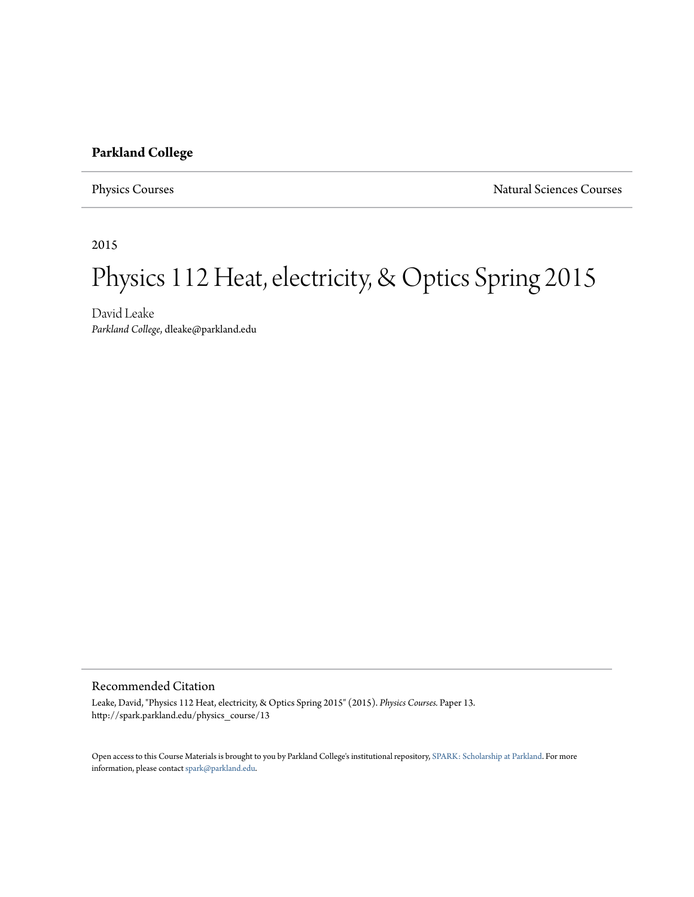**Parkland College**

Physics Courses | Natural Sciences Courses

2015

# Physics 112 Heat, electricity, & Optics Spring 2015

David Leake
*Parkland College*, dleake@parkland.edu

## Recommended Citation

Leake, David, "Physics 112 Heat, electricity, & Optics Spring 2015" (2015). *Physics Courses*. Paper 13.
http://spark.parkland.edu/physics_course/13

Open access to this Course Materials is brought to you by Parkland College's institutional repository, SPARK: Scholarship at Parkland. For more information, please contact spark@parkland.edu.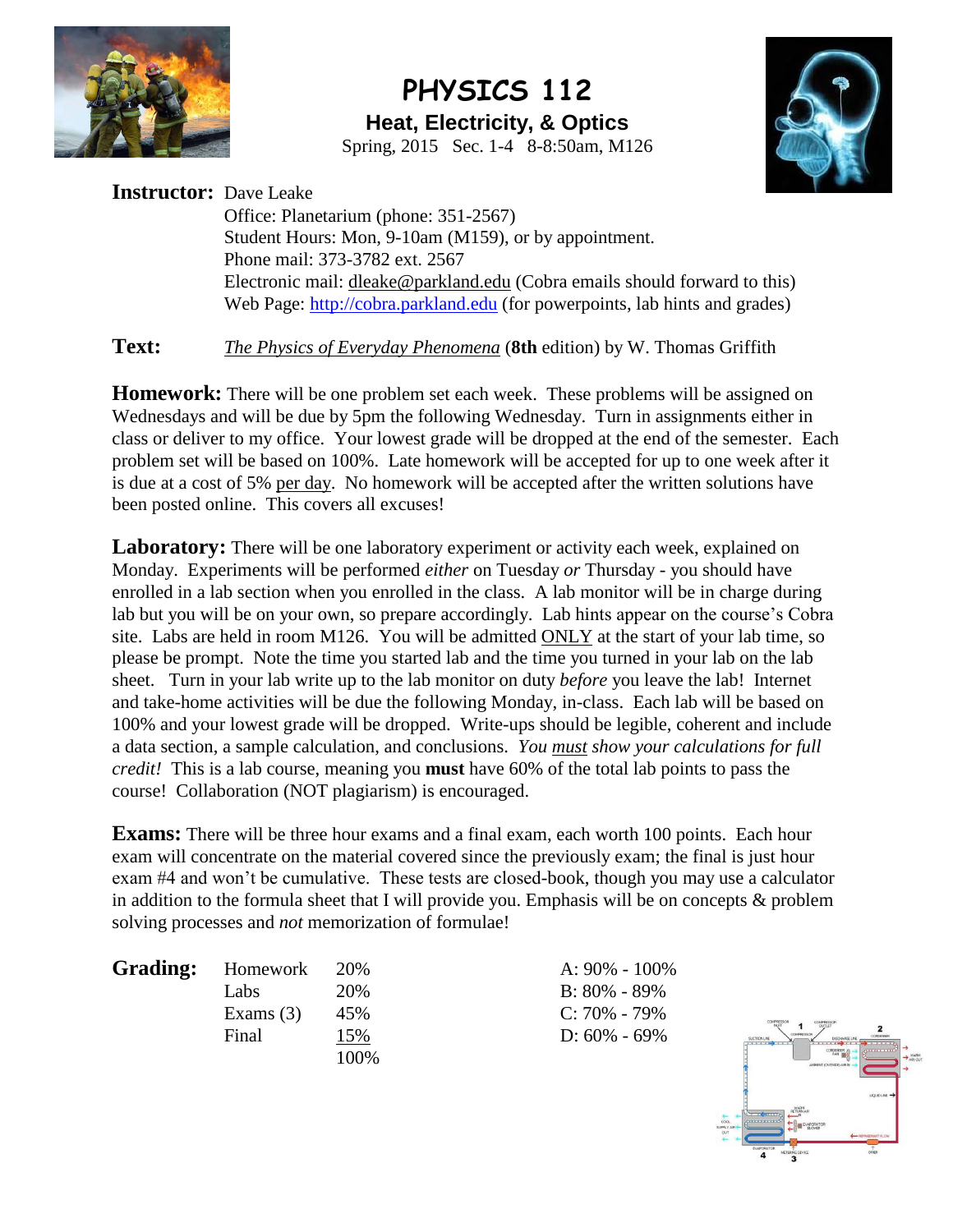# PHYSICS 112

## Heat, Electricity, & Optics

Spring, 2015 Sec. 1-4 8-8:50am, M126

**Instructor:** Dave Leake
Office: Planetarium (phone: 351-2567)
Student Hours: Mon, 9-10am (M159), or by appointment.
Phone mail: 373-3782 ext. 2567
Electronic mail: dleake@parkland.edu (Cobra emails should forward to this)
Web Page: http://cobra.parkland.edu (for powerpoints, lab hints and grades)

**Text:** *The Physics of Everyday Phenomena* (**8th** edition) by W. Thomas Griffith

**Homework:** There will be one problem set each week. These problems will be assigned on Wednesdays and will be due by 5pm the following Wednesday. Turn in assignments either in class or deliver to my office. Your lowest grade will be dropped at the end of the semester. Each problem set will be based on 100%. Late homework will be accepted for up to one week after it is due at a cost of 5% per day. No homework will be accepted after the written solutions have been posted online. This covers all excuses!

**Laboratory:** There will be one laboratory experiment or activity each week, explained on Monday. Experiments will be performed *either* on Tuesday *or* Thursday - you should have enrolled in a lab section when you enrolled in the class. A lab monitor will be in charge during lab but you will be on your own, so prepare accordingly. Lab hints appear on the course's Cobra site. Labs are held in room M126. You will be admitted ONLY at the start of your lab time, so please be prompt. Note the time you started lab and the time you turned in your lab on the lab sheet. Turn in your lab write up to the lab monitor on duty *before* you leave the lab! Internet and take-home activities will be due the following Monday, in-class. Each lab will be based on 100% and your lowest grade will be dropped. Write-ups should be legible, coherent and include a data section, a sample calculation, and conclusions. *You must show your calculations for full credit!* This is a lab course, meaning you **must** have 60% of the total lab points to pass the course! Collaboration (NOT plagiarism) is encouraged.

**Exams:** There will be three hour exams and a final exam, each worth 100 points. Each hour exam will concentrate on the material covered since the previously exam; the final is just hour exam #4 and won't be cumulative. These tests are closed-book, though you may use a calculator in addition to the formula sheet that I will provide you. Emphasis will be on concepts & problem solving processes and *not* memorization of formulae!

**Grading:**

| | | |
|---|---|---|
| Homework | 20% | A: 90% - 100% |
| Labs | 20% | B: 80% - 89% |
| Exams (3) | 45% | C: 70% - 79% |
| Final | 15% | D: 60% - 69% |
| | 100% | |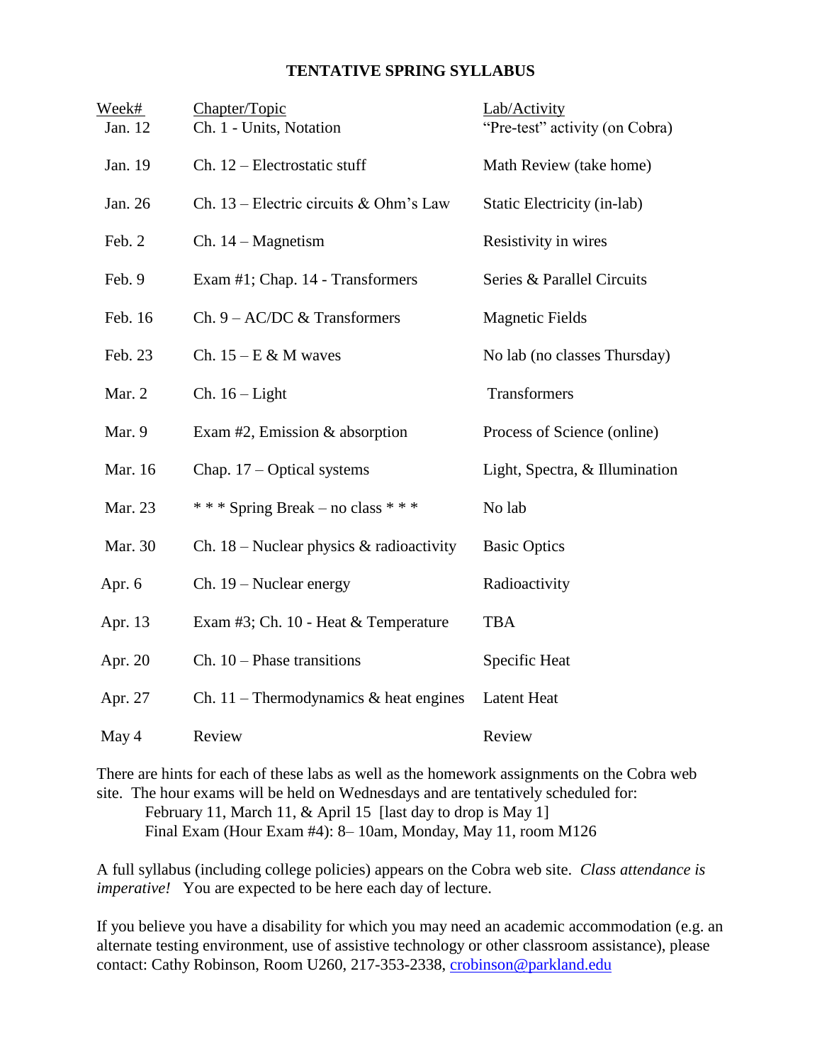# TENTATIVE SPRING SYLLABUS

| Week# | Chapter/Topic | Lab/Activity |
|---|---|---|
| Jan. 12 | Ch. 1 - Units, Notation | "Pre-test" activity (on Cobra) |
| Jan. 19 | Ch. 12 – Electrostatic stuff | Math Review (take home) |
| Jan. 26 | Ch. 13 – Electric circuits & Ohm's Law | Static Electricity (in-lab) |
| Feb. 2 | Ch. 14 – Magnetism | Resistivity in wires |
| Feb. 9 | Exam #1; Chap. 14 - Transformers | Series & Parallel Circuits |
| Feb. 16 | Ch. 9 – AC/DC & Transformers | Magnetic Fields |
| Feb. 23 | Ch. 15 – E & M waves | No lab (no classes Thursday) |
| Mar. 2 | Ch. 16 – Light | Transformers |
| Mar. 9 | Exam #2, Emission & absorption | Process of Science (online) |
| Mar. 16 | Chap. 17 – Optical systems | Light, Spectra, & Illumination |
| Mar. 23 | * * * Spring Break – no class * * * | No lab |
| Mar. 30 | Ch. 18 – Nuclear physics & radioactivity | Basic Optics |
| Apr. 6 | Ch. 19 – Nuclear energy | Radioactivity |
| Apr. 13 | Exam #3; Ch. 10 - Heat & Temperature | TBA |
| Apr. 20 | Ch. 10 – Phase transitions | Specific Heat |
| Apr. 27 | Ch. 11 – Thermodynamics & heat engines | Latent Heat |
| May 4 | Review | Review |

There are hints for each of these labs as well as the homework assignments on the Cobra web site. The hour exams will be held on Wednesdays and are tentatively scheduled for:

February 11, March 11, & April 15 [last day to drop is May 1]
Final Exam (Hour Exam #4): 8– 10am, Monday, May 11, room M126

A full syllabus (including college policies) appears on the Cobra web site. *Class attendance is imperative!* You are expected to be here each day of lecture.

If you believe you have a disability for which you may need an academic accommodation (e.g. an alternate testing environment, use of assistive technology or other classroom assistance), please contact: Cathy Robinson, Room U260, 217-353-2338, crobinson@parkland.edu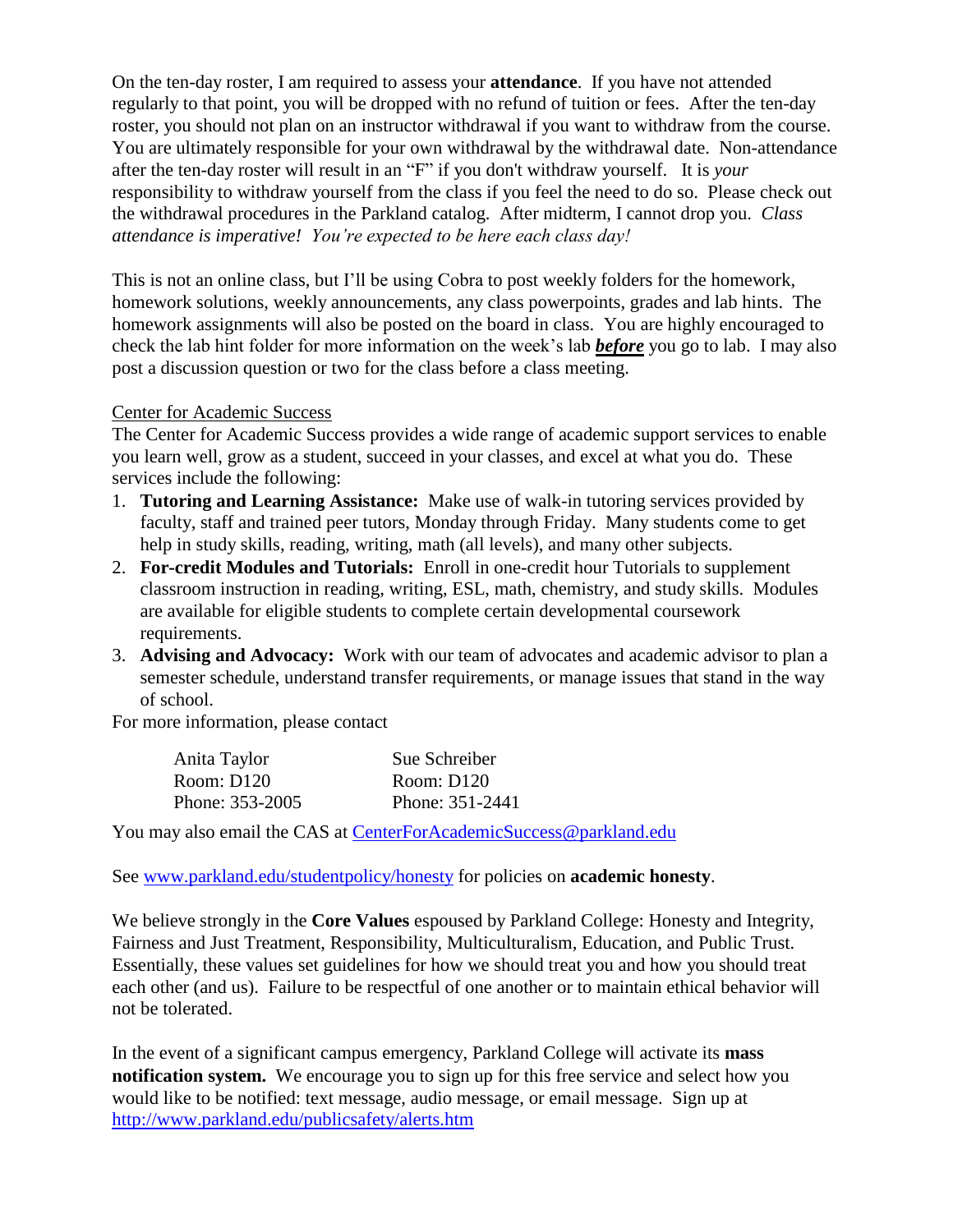On the ten-day roster, I am required to assess your **attendance**. If you have not attended regularly to that point, you will be dropped with no refund of tuition or fees. After the ten-day roster, you should not plan on an instructor withdrawal if you want to withdraw from the course. You are ultimately responsible for your own withdrawal by the withdrawal date. Non-attendance after the ten-day roster will result in an "F" if you don't withdraw yourself. It is *your* responsibility to withdraw yourself from the class if you feel the need to do so. Please check out the withdrawal procedures in the Parkland catalog. After midterm, I cannot drop you. *Class attendance is imperative! You're expected to be here each class day!*

This is not an online class, but I'll be using Cobra to post weekly folders for the homework, homework solutions, weekly announcements, any class powerpoints, grades and lab hints. The homework assignments will also be posted on the board in class. You are highly encouraged to check the lab hint folder for more information on the week's lab ***before*** you go to lab. I may also post a discussion question or two for the class before a class meeting.

Center for Academic Success

The Center for Academic Success provides a wide range of academic support services to enable you learn well, grow as a student, succeed in your classes, and excel at what you do. These services include the following:

1. **Tutoring and Learning Assistance:** Make use of walk-in tutoring services provided by faculty, staff and trained peer tutors, Monday through Friday. Many students come to get help in study skills, reading, writing, math (all levels), and many other subjects.
2. **For-credit Modules and Tutorials:** Enroll in one-credit hour Tutorials to supplement classroom instruction in reading, writing, ESL, math, chemistry, and study skills. Modules are available for eligible students to complete certain developmental coursework requirements.
3. **Advising and Advocacy:** Work with our team of advocates and academic advisor to plan a semester schedule, understand transfer requirements, or manage issues that stand in the way of school.

For more information, please contact

| | |
|---|---|
| Anita Taylor | Sue Schreiber |
| Room: D120 | Room: D120 |
| Phone: 353-2005 | Phone: 351-2441 |

You may also email the CAS at CenterForAcademicSuccess@parkland.edu

See www.parkland.edu/studentpolicy/honesty for policies on **academic honesty**.

We believe strongly in the **Core Values** espoused by Parkland College: Honesty and Integrity, Fairness and Just Treatment, Responsibility, Multiculturalism, Education, and Public Trust. Essentially, these values set guidelines for how we should treat you and how you should treat each other (and us). Failure to be respectful of one another or to maintain ethical behavior will not be tolerated.

In the event of a significant campus emergency, Parkland College will activate its **mass notification system.** We encourage you to sign up for this free service and select how you would like to be notified: text message, audio message, or email message. Sign up at http://www.parkland.edu/publicsafety/alerts.htm